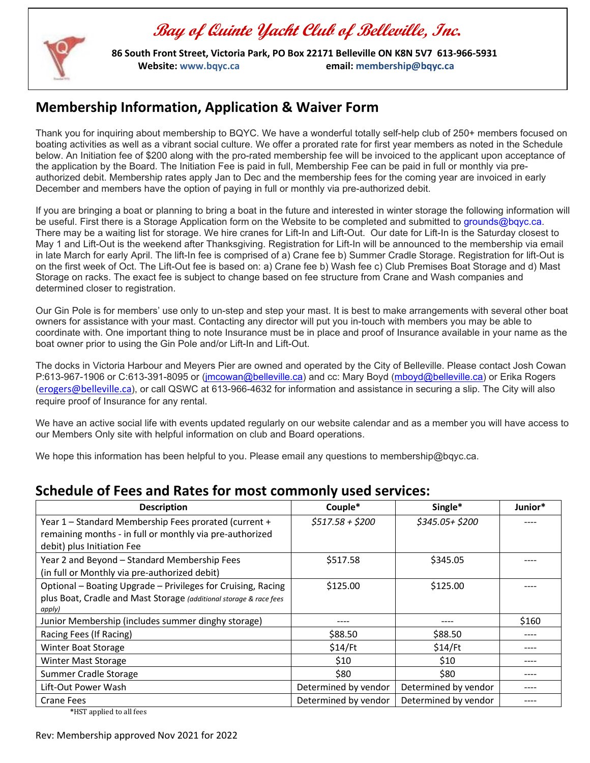# Bay of Quinte Yacht Club of Belleville, Inc.

**86 South Front Street, Victoria Park, PO Box 22171 Belleville ON K8N 5V7 613-966-5931**
**Website: www.bqyc.ca** **email: membership@bqyc.ca**

## Membership Information, Application & Waiver Form

Thank you for inquiring about membership to BQYC. We have a wonderful totally self-help club of 250+ members focused on boating activities as well as a vibrant social culture. We offer a prorated rate for first year members as noted in the Schedule below. An Initiation fee of $200 along with the pro-rated membership fee will be invoiced to the applicant upon acceptance of the application by the Board. The Initiation Fee is paid in full, Membership Fee can be paid in full or monthly via pre-authorized debit. Membership rates apply Jan to Dec and the membership fees for the coming year are invoiced in early December and members have the option of paying in full or monthly via pre-authorized debit.

If you are bringing a boat or planning to bring a boat in the future and interested in winter storage the following information will be useful. First there is a Storage Application form on the Website to be completed and submitted to grounds@bqyc.ca. There may be a waiting list for storage. We hire cranes for Lift-In and Lift-Out. Our date for Lift-In is the Saturday closest to May 1 and Lift-Out is the weekend after Thanksgiving. Registration for Lift-In will be announced to the membership via email in late March for early April. The lift-In fee is comprised of a) Crane fee b) Summer Cradle Storage. Registration for lift-Out is on the first week of Oct. The Lift-Out fee is based on: a) Crane fee b) Wash fee c) Club Premises Boat Storage and d) Mast Storage on racks. The exact fee is subject to change based on fee structure from Crane and Wash companies and determined closer to registration.

Our Gin Pole is for members' use only to un-step and step your mast. It is best to make arrangements with several other boat owners for assistance with your mast. Contacting any director will put you in-touch with members you may be able to coordinate with. One important thing to note Insurance must be in place and proof of Insurance available in your name as the boat owner prior to using the Gin Pole and/or Lift-In and Lift-Out.

The docks in Victoria Harbour and Meyers Pier are owned and operated by the City of Belleville. Please contact Josh Cowan P:613-967-1906 or C:613-391-8095 or (jmcowan@belleville.ca) and cc: Mary Boyd (mboyd@belleville.ca) or Erika Rogers (erogers@belleville.ca), or call QSWC at 613-966-4632 for information and assistance in securing a slip. The City will also require proof of Insurance for any rental.

We have an active social life with events updated regularly on our website calendar and as a member you will have access to our Members Only site with helpful information on club and Board operations.

We hope this information has been helpful to you. Please email any questions to membership@bqyc.ca.

## Schedule of Fees and Rates for most commonly used services:

| Description | Couple* | Single* | Junior* |
|---|---|---|---|
| Year 1 – Standard Membership Fees prorated (current + remaining months - in full or monthly via pre-authorized debit) plus Initiation Fee | *$517.58 + $200* | *$345.05+ $200* | ---- |
| Year 2 and Beyond – Standard Membership Fees (in full or Monthly via pre-authorized debit) | $517.58 | $345.05 | ---- |
| Optional – Boating Upgrade – Privileges for Cruising, Racing plus Boat, Cradle and Mast Storage *(additional storage & race fees apply)* | $125.00 | $125.00 | ---- |
| Junior Membership (includes summer dinghy storage) | ---- | ---- | $160 |
| Racing Fees (If Racing) | $88.50 | $88.50 | ---- |
| Winter Boat Storage | $14/Ft | $14/Ft | ---- |
| Winter Mast Storage | $10 | $10 | ---- |
| Summer Cradle Storage | $80 | $80 | ---- |
| Lift-Out Power Wash | Determined by vendor | Determined by vendor | ---- |
| Crane Fees | Determined by vendor | Determined by vendor | ---- |

*HST applied to all fees

Rev: Membership approved Nov 2021 for 2022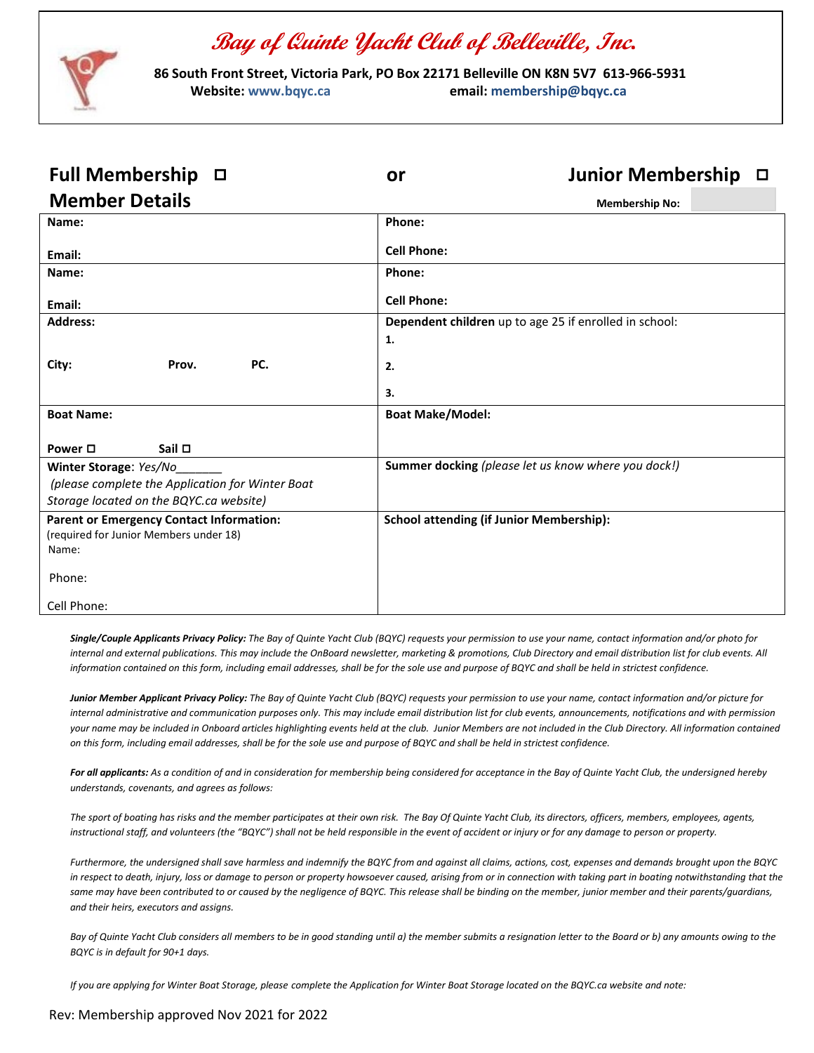# Bay of Quinte Yacht Club of Belleville, Inc.

**86 South Front Street, Victoria Park, PO Box 22171 Belleville ON K8N 5V7 613-966-5931**
**Website: www.bqyc.ca** **email: membership@bqyc.ca**

## Full Membership ☐ or Junior Membership ☐

## Member Details

**Membership No:**

| | |
|---|---|
| **Name:**<br><br>**Email:** | **Phone:**<br><br>**Cell Phone:** |
| **Name:**<br><br>**Email:** | **Phone:**<br><br>**Cell Phone:** |
| **Address:**<br><br>**City:** **Prov.** **PC.** | **Dependent children** up to age 25 if enrolled in school:<br>**1.**<br>**2.**<br>**3.** |
| **Boat Name:**<br><br>**Power** ☐ **Sail** ☐ | **Boat Make/Model:** |
| **Winter Storage**: *Yes/No*_______<br>*(please complete the Application for Winter Boat Storage located on the BQYC.ca website)* | **Summer docking** *(please let us know where you dock!)* |
| **Parent or Emergency Contact Information:**<br>(required for Junior Members under 18)<br>Name:<br><br>Phone:<br><br>Cell Phone: | **School attending (if Junior Membership):** |

***Single/Couple Applicants Privacy Policy:*** *The Bay of Quinte Yacht Club (BQYC) requests your permission to use your name, contact information and/or photo for internal and external publications. This may include the OnBoard newsletter, marketing & promotions, Club Directory and email distribution list for club events. All information contained on this form, including email addresses, shall be for the sole use and purpose of BQYC and shall be held in strictest confidence.*

***Junior Member Applicant Privacy Policy:*** *The Bay of Quinte Yacht Club (BQYC) requests your permission to use your name, contact information and/or picture for internal administrative and communication purposes only. This may include email distribution list for club events, announcements, notifications and with permission your name may be included in Onboard articles highlighting events held at the club. Junior Members are not included in the Club Directory. All information contained on this form, including email addresses, shall be for the sole use and purpose of BQYC and shall be held in strictest confidence.*

***For all applicants:*** *As a condition of and in consideration for membership being considered for acceptance in the Bay of Quinte Yacht Club, the undersigned hereby understands, covenants, and agrees as follows:*

*The sport of boating has risks and the member participates at their own risk. The Bay Of Quinte Yacht Club, its directors, officers, members, employees, agents, instructional staff, and volunteers (the "BQYC") shall not be held responsible in the event of accident or injury or for any damage to person or property.*

*Furthermore, the undersigned shall save harmless and indemnify the BQYC from and against all claims, actions, cost, expenses and demands brought upon the BQYC in respect to death, injury, loss or damage to person or property howsoever caused, arising from or in connection with taking part in boating notwithstanding that the same may have been contributed to or caused by the negligence of BQYC. This release shall be binding on the member, junior member and their parents/guardians, and their heirs, executors and assigns.*

*Bay of Quinte Yacht Club considers all members to be in good standing until a) the member submits a resignation letter to the Board or b) any amounts owing to the BQYC is in default for 90+1 days.*

*If you are applying for Winter Boat Storage, please complete the Application for Winter Boat Storage located on the BQYC.ca website and note:*

Rev: Membership approved Nov 2021 for 2022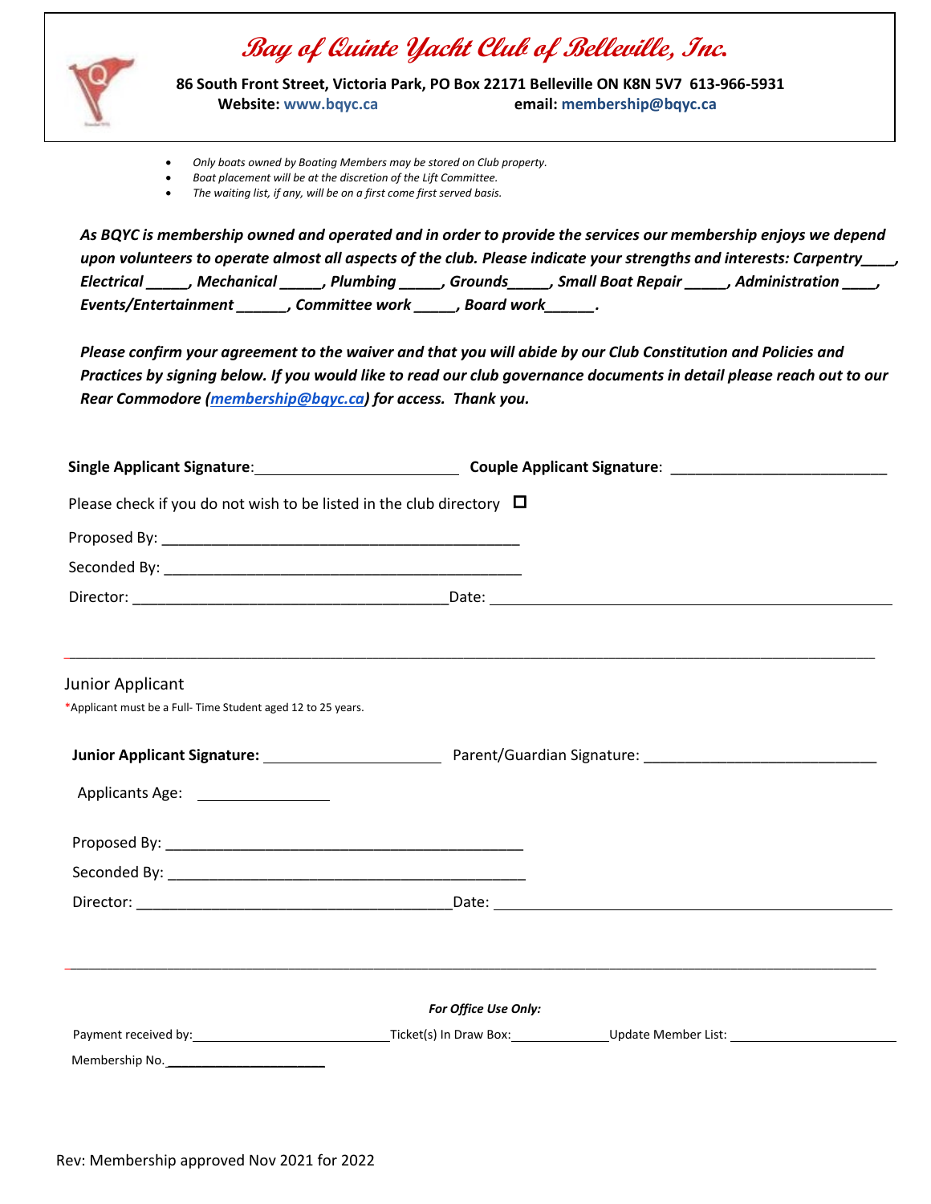# *Bay of Quinte Yacht Club of Belleville, Inc.*

**86 South Front Street, Victoria Park, PO Box 22171 Belleville ON K8N 5V7 613-966-5931**
**Website: www.bqyc.ca** **email: membership@bqyc.ca**

- *Only boats owned by Boating Members may be stored on Club property.*
- *Boat placement will be at the discretion of the Lift Committee.*
- *The waiting list, if any, will be on a first come first served basis.*

***As BQYC is membership owned and operated and in order to provide the services our membership enjoys we depend upon volunteers to operate almost all aspects of the club. Please indicate your strengths and interests: Carpentry____, Electrical _____, Mechanical _____, Plumbing _____, Grounds_____, Small Boat Repair _____, Administration ____, Events/Entertainment ______, Committee work _____, Board work______.***

***Please confirm your agreement to the waiver and that you will abide by our Club Constitution and Policies and Practices by signing below. If you would like to read our club governance documents in detail please reach out to our Rear Commodore (membership@bqyc.ca) for access. Thank you.***

**Single Applicant Signature**:________________________ **Couple Applicant Signature**: __________________________

Please check if you do not wish to be listed in the club directory ☐

Proposed By: ___________________________________________

Seconded By: ___________________________________________

Director: ______________________________________Date: ______________________________________________

---

Junior Applicant

*Applicant must be a Full- Time Student aged 12 to 25 years.

**Junior Applicant Signature:** _____________________ Parent/Guardian Signature: ____________________________

Applicants Age: ________________

Proposed By: ___________________________________________

Seconded By: ___________________________________________

Director: ______________________________________Date: ______________________________________________

---

***For Office Use Only:***

Payment received by:____________________________Ticket(s) In Draw Box:______________Update Member List: ______________________

Membership No. ______________________

Rev: Membership approved Nov 2021 for 2022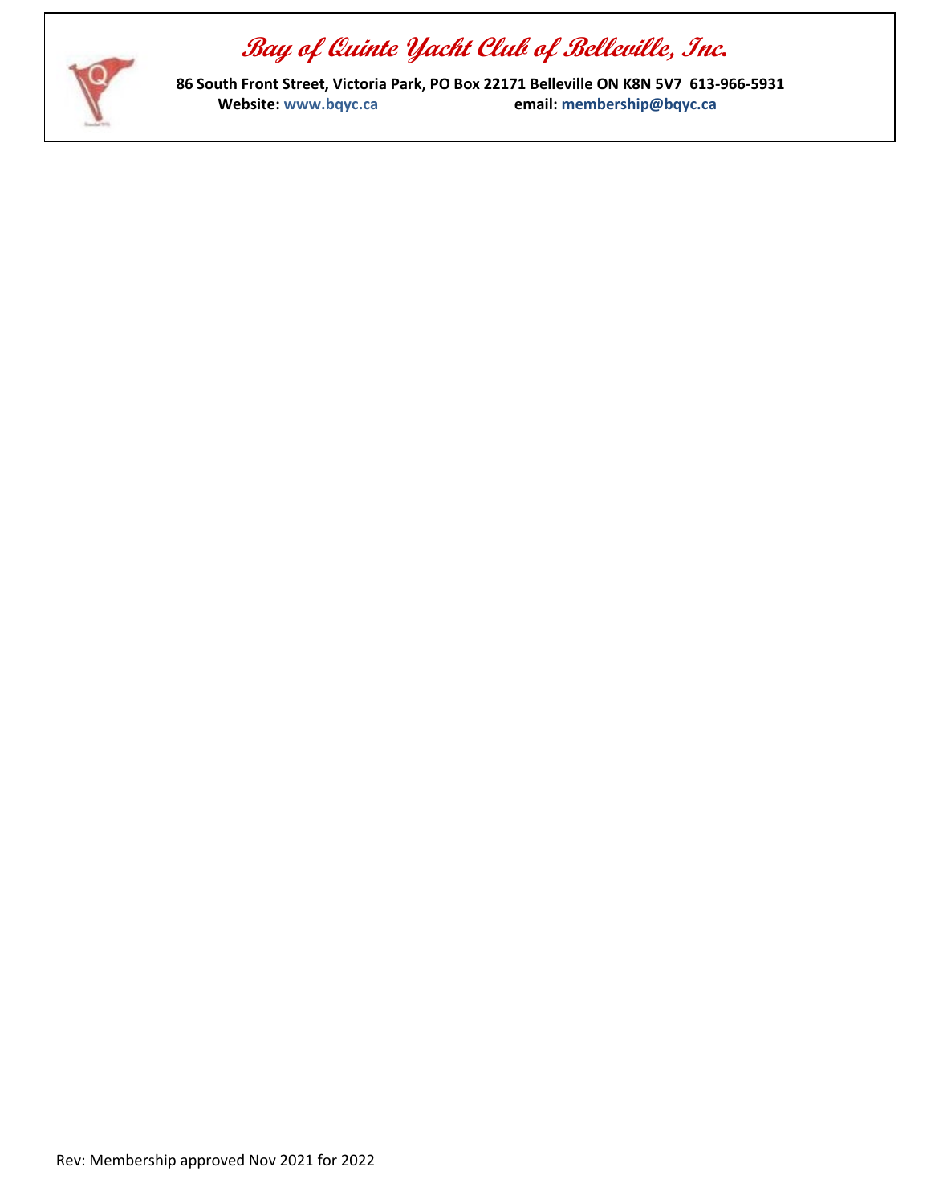# Bay of Quinte Yacht Club of Belleville, Inc.

**86 South Front Street, Victoria Park, PO Box 22171 Belleville ON K8N 5V7 613-966-5931**
**Website: www.bqyc.ca** **email: membership@bqyc.ca**

Rev: Membership approved Nov 2021 for 2022